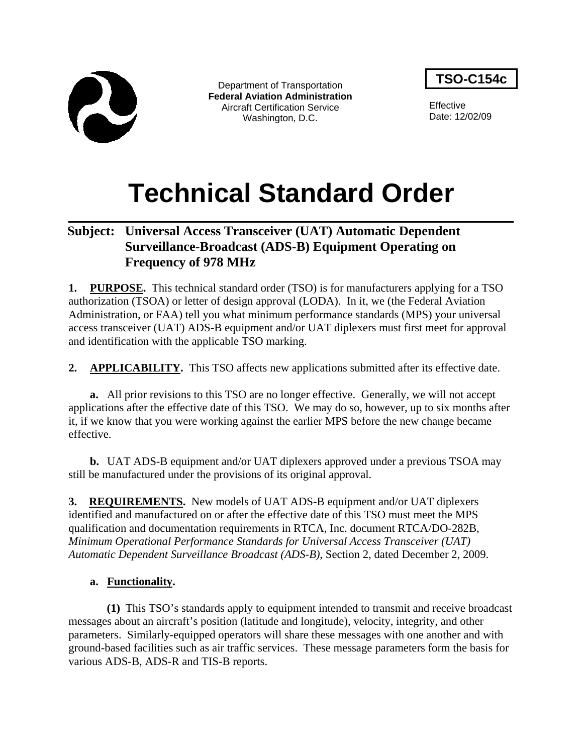Department of Transportation
**Federal Aviation Administration**
Aircraft Certification Service
Washington, D.C.

**TSO-C154c**

Effective
Date: 12/02/09

# Technical Standard Order

**Subject: Universal Access Transceiver (UAT) Automatic Dependent Surveillance-Broadcast (ADS-B) Equipment Operating on Frequency of 978 MHz**

**1. PURPOSE.** This technical standard order (TSO) is for manufacturers applying for a TSO authorization (TSOA) or letter of design approval (LODA). In it, we (the Federal Aviation Administration, or FAA) tell you what minimum performance standards (MPS) your universal access transceiver (UAT) ADS-B equipment and/or UAT diplexers must first meet for approval and identification with the applicable TSO marking.

**2. APPLICABILITY.** This TSO affects new applications submitted after its effective date.

**a.** All prior revisions to this TSO are no longer effective. Generally, we will not accept applications after the effective date of this TSO. We may do so, however, up to six months after it, if we know that you were working against the earlier MPS before the new change became effective.

**b.** UAT ADS-B equipment and/or UAT diplexers approved under a previous TSOA may still be manufactured under the provisions of its original approval.

**3. REQUIREMENTS.** New models of UAT ADS-B equipment and/or UAT diplexers identified and manufactured on or after the effective date of this TSO must meet the MPS qualification and documentation requirements in RTCA, Inc. document RTCA/DO-282B, *Minimum Operational Performance Standards for Universal Access Transceiver (UAT) Automatic Dependent Surveillance Broadcast (ADS-B)*, Section 2, dated December 2, 2009.

**a. Functionality.**

**(1)** This TSO's standards apply to equipment intended to transmit and receive broadcast messages about an aircraft's position (latitude and longitude), velocity, integrity, and other parameters. Similarly-equipped operators will share these messages with one another and with ground-based facilities such as air traffic services. These message parameters form the basis for various ADS-B, ADS-R and TIS-B reports.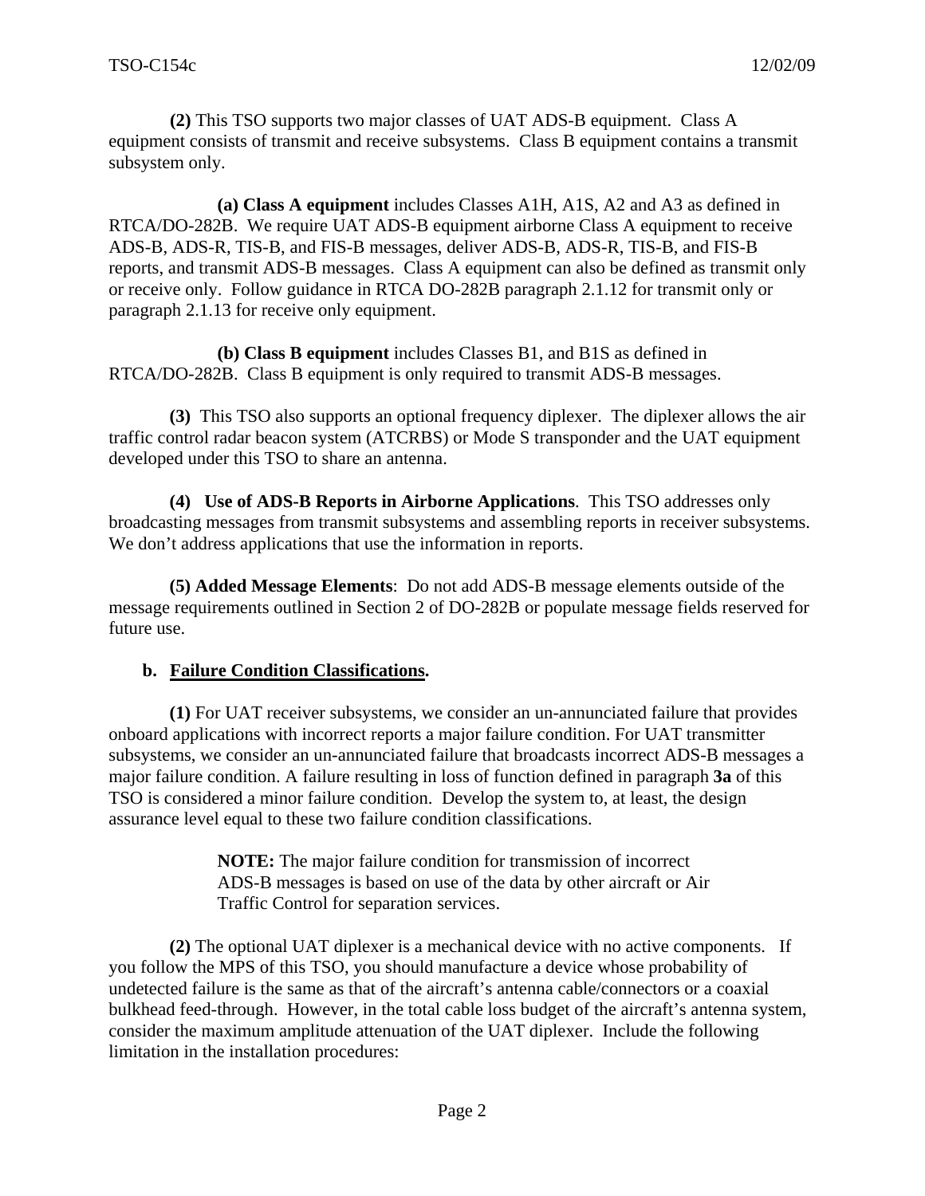**(2)** This TSO supports two major classes of UAT ADS-B equipment. Class A equipment consists of transmit and receive subsystems. Class B equipment contains a transmit subsystem only.

**(a) Class A equipment** includes Classes A1H, A1S, A2 and A3 as defined in RTCA/DO-282B. We require UAT ADS-B equipment airborne Class A equipment to receive ADS-B, ADS-R, TIS-B, and FIS-B messages, deliver ADS-B, ADS-R, TIS-B, and FIS-B reports, and transmit ADS-B messages. Class A equipment can also be defined as transmit only or receive only. Follow guidance in RTCA DO-282B paragraph 2.1.12 for transmit only or paragraph 2.1.13 for receive only equipment.

**(b) Class B equipment** includes Classes B1, and B1S as defined in RTCA/DO-282B. Class B equipment is only required to transmit ADS-B messages.

**(3)** This TSO also supports an optional frequency diplexer. The diplexer allows the air traffic control radar beacon system (ATCRBS) or Mode S transponder and the UAT equipment developed under this TSO to share an antenna.

**(4) Use of ADS-B Reports in Airborne Applications**. This TSO addresses only broadcasting messages from transmit subsystems and assembling reports in receiver subsystems. We don't address applications that use the information in reports.

**(5) Added Message Elements**: Do not add ADS-B message elements outside of the message requirements outlined in Section 2 of DO-282B or populate message fields reserved for future use.

**b. Failure Condition Classifications.**

**(1)** For UAT receiver subsystems, we consider an un-annunciated failure that provides onboard applications with incorrect reports a major failure condition. For UAT transmitter subsystems, we consider an un-annunciated failure that broadcasts incorrect ADS-B messages a major failure condition. A failure resulting in loss of function defined in paragraph **3a** of this TSO is considered a minor failure condition. Develop the system to, at least, the design assurance level equal to these two failure condition classifications.

> **NOTE:** The major failure condition for transmission of incorrect ADS-B messages is based on use of the data by other aircraft or Air Traffic Control for separation services.

**(2)** The optional UAT diplexer is a mechanical device with no active components. If you follow the MPS of this TSO, you should manufacture a device whose probability of undetected failure is the same as that of the aircraft's antenna cable/connectors or a coaxial bulkhead feed-through. However, in the total cable loss budget of the aircraft's antenna system, consider the maximum amplitude attenuation of the UAT diplexer. Include the following limitation in the installation procedures: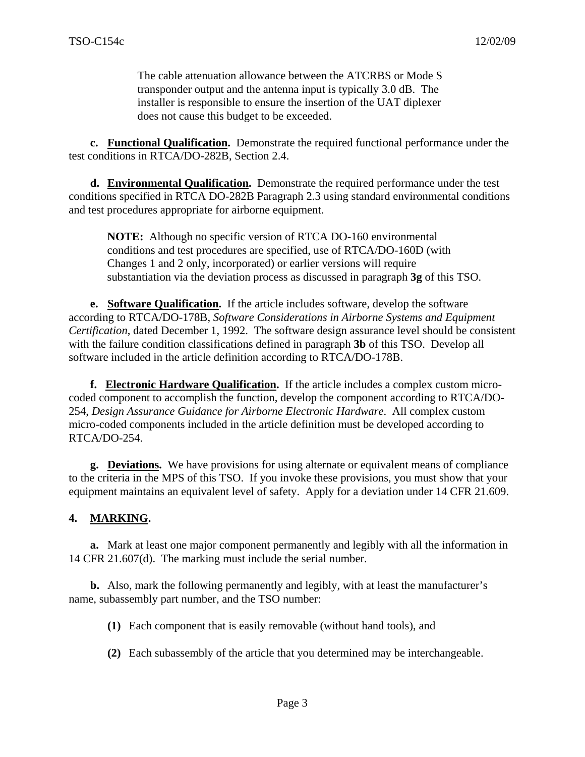The cable attenuation allowance between the ATCRBS or Mode S transponder output and the antenna input is typically 3.0 dB. The installer is responsible to ensure the insertion of the UAT diplexer does not cause this budget to be exceeded.

**c. Functional Qualification.** Demonstrate the required functional performance under the test conditions in RTCA/DO-282B, Section 2.4.

**d. Environmental Qualification.** Demonstrate the required performance under the test conditions specified in RTCA DO-282B Paragraph 2.3 using standard environmental conditions and test procedures appropriate for airborne equipment.

**NOTE:** Although no specific version of RTCA DO-160 environmental conditions and test procedures are specified, use of RTCA/DO-160D (with Changes 1 and 2 only, incorporated) or earlier versions will require substantiation via the deviation process as discussed in paragraph **3g** of this TSO.

**e. Software Qualification.** If the article includes software, develop the software according to RTCA/DO-178B, *Software Considerations in Airborne Systems and Equipment Certification*, dated December 1, 1992. The software design assurance level should be consistent with the failure condition classifications defined in paragraph **3b** of this TSO. Develop all software included in the article definition according to RTCA/DO-178B.

**f. Electronic Hardware Qualification.** If the article includes a complex custom micro-coded component to accomplish the function, develop the component according to RTCA/DO-254, *Design Assurance Guidance for Airborne Electronic Hardware*. All complex custom micro-coded components included in the article definition must be developed according to RTCA/DO-254.

**g. Deviations.** We have provisions for using alternate or equivalent means of compliance to the criteria in the MPS of this TSO. If you invoke these provisions, you must show that your equipment maintains an equivalent level of safety. Apply for a deviation under 14 CFR 21.609.

## 4. MARKING.

**a.** Mark at least one major component permanently and legibly with all the information in 14 CFR 21.607(d). The marking must include the serial number.

**b.** Also, mark the following permanently and legibly, with at least the manufacturer's name, subassembly part number, and the TSO number:

**(1)** Each component that is easily removable (without hand tools), and

**(2)** Each subassembly of the article that you determined may be interchangeable.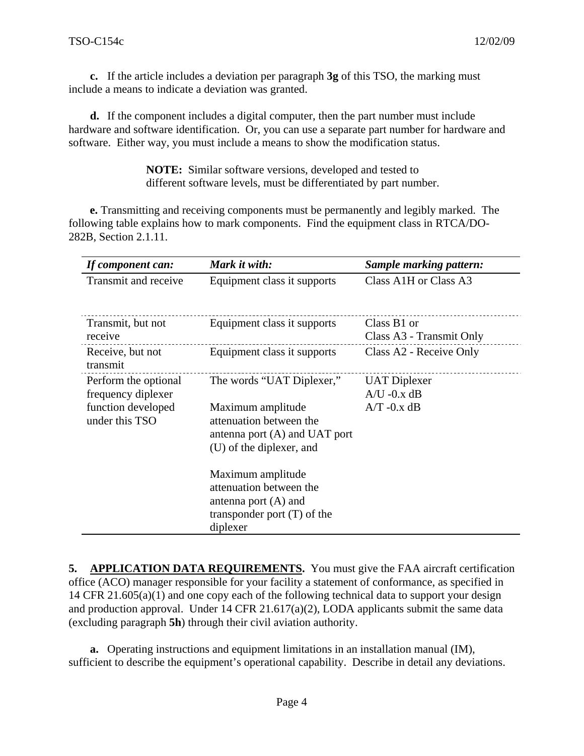**c.** If the article includes a deviation per paragraph **3g** of this TSO, the marking must include a means to indicate a deviation was granted.

**d.** If the component includes a digital computer, then the part number must include hardware and software identification. Or, you can use a separate part number for hardware and software. Either way, you must include a means to show the modification status.

> **NOTE:** Similar software versions, developed and tested to different software levels, must be differentiated by part number.

**e.** Transmitting and receiving components must be permanently and legibly marked. The following table explains how to mark components. Find the equipment class in RTCA/DO-282B, Section 2.1.11.

| *If component can:* | *Mark it with:* | *Sample marking pattern:* |
| --- | --- | --- |
| Transmit and receive | Equipment class it supports | Class A1H or Class A3 |
| Transmit, but not receive | Equipment class it supports | Class B1 or<br>Class A3 - Transmit Only |
| Receive, but not transmit | Equipment class it supports | Class A2 - Receive Only |
| Perform the optional frequency diplexer function developed under this TSO | The words "UAT Diplexer,"<br><br>Maximum amplitude attenuation between the antenna port (A) and UAT port (U) of the diplexer, and<br><br>Maximum amplitude attenuation between the antenna port (A) and transponder port (T) of the diplexer | UAT Diplexer<br>A/U -0.x dB<br>A/T -0.x dB |

**5. APPLICATION DATA REQUIREMENTS.** You must give the FAA aircraft certification office (ACO) manager responsible for your facility a statement of conformance, as specified in 14 CFR 21.605(a)(1) and one copy each of the following technical data to support your design and production approval. Under 14 CFR 21.617(a)(2), LODA applicants submit the same data (excluding paragraph **5h**) through their civil aviation authority.

**a.** Operating instructions and equipment limitations in an installation manual (IM), sufficient to describe the equipment's operational capability. Describe in detail any deviations.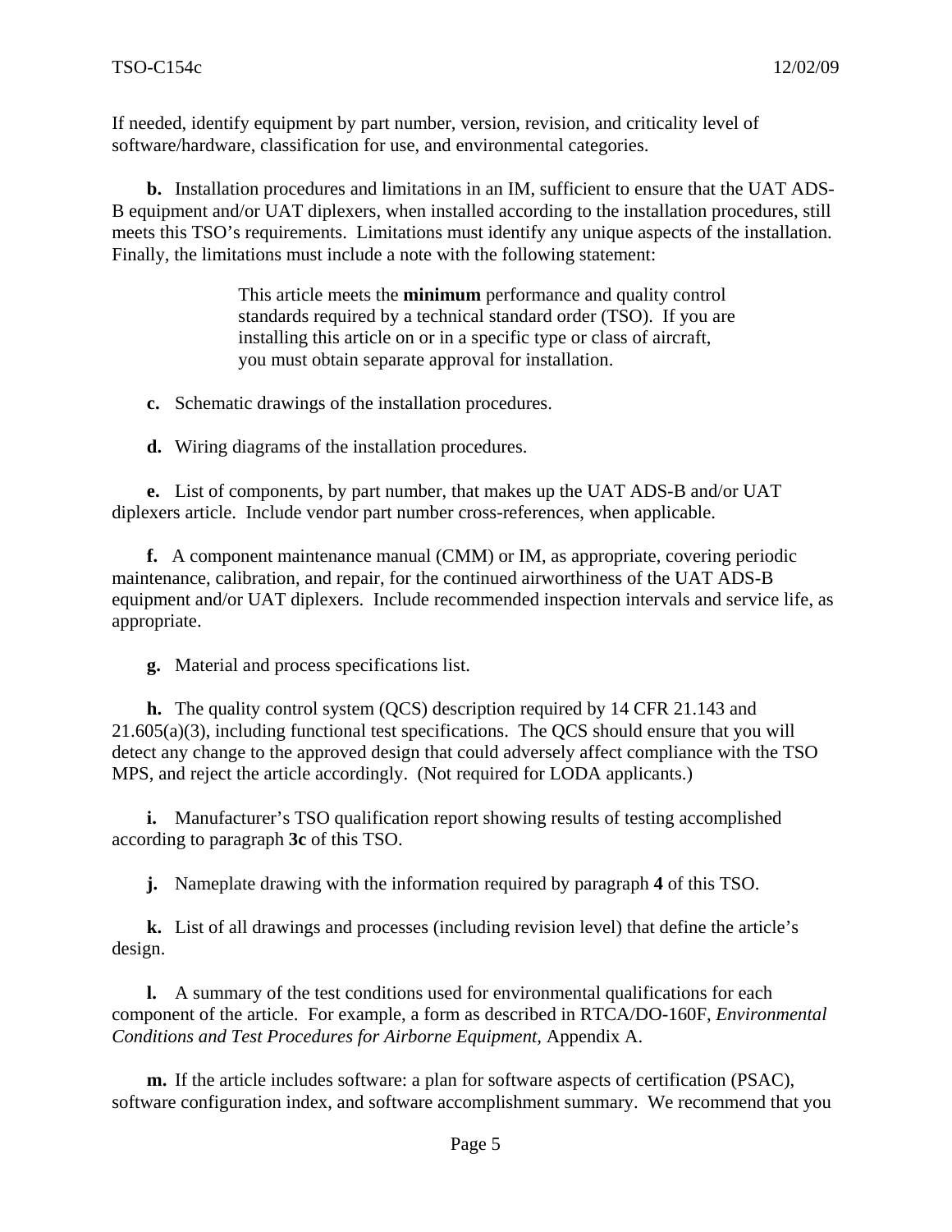If needed, identify equipment by part number, version, revision, and criticality level of software/hardware, classification for use, and environmental categories.

**b.** Installation procedures and limitations in an IM, sufficient to ensure that the UAT ADS-B equipment and/or UAT diplexers, when installed according to the installation procedures, still meets this TSO's requirements. Limitations must identify any unique aspects of the installation. Finally, the limitations must include a note with the following statement:

> This article meets the **minimum** performance and quality control standards required by a technical standard order (TSO). If you are installing this article on or in a specific type or class of aircraft, you must obtain separate approval for installation.

**c.** Schematic drawings of the installation procedures.

**d.** Wiring diagrams of the installation procedures.

**e.** List of components, by part number, that makes up the UAT ADS-B and/or UAT diplexers article. Include vendor part number cross-references, when applicable.

**f.** A component maintenance manual (CMM) or IM, as appropriate, covering periodic maintenance, calibration, and repair, for the continued airworthiness of the UAT ADS-B equipment and/or UAT diplexers. Include recommended inspection intervals and service life, as appropriate.

**g.** Material and process specifications list.

**h.** The quality control system (QCS) description required by 14 CFR 21.143 and 21.605(a)(3), including functional test specifications. The QCS should ensure that you will detect any change to the approved design that could adversely affect compliance with the TSO MPS, and reject the article accordingly. (Not required for LODA applicants.)

**i.** Manufacturer's TSO qualification report showing results of testing accomplished according to paragraph **3c** of this TSO.

**j.** Nameplate drawing with the information required by paragraph **4** of this TSO.

**k.** List of all drawings and processes (including revision level) that define the article's design.

**l.** A summary of the test conditions used for environmental qualifications for each component of the article. For example, a form as described in RTCA/DO-160F, *Environmental Conditions and Test Procedures for Airborne Equipment,* Appendix A.

**m.** If the article includes software: a plan for software aspects of certification (PSAC), software configuration index, and software accomplishment summary. We recommend that you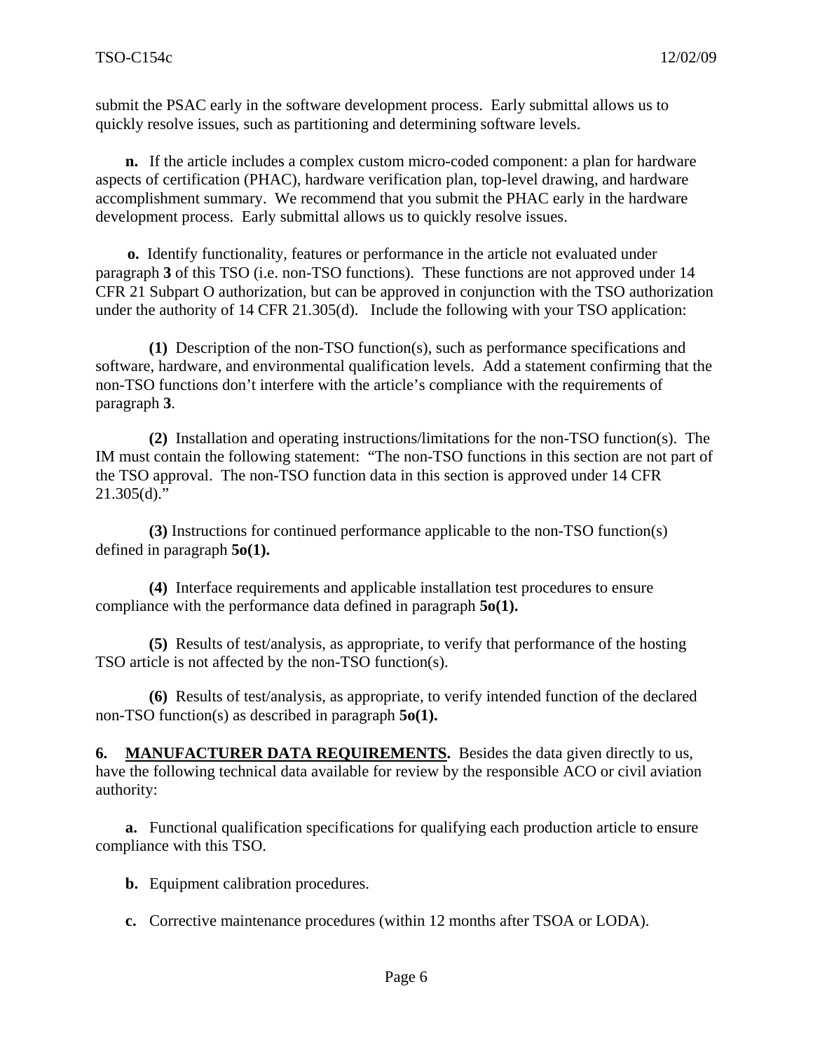submit the PSAC early in the software development process. Early submittal allows us to quickly resolve issues, such as partitioning and determining software levels.

**n.** If the article includes a complex custom micro-coded component: a plan for hardware aspects of certification (PHAC), hardware verification plan, top-level drawing, and hardware accomplishment summary. We recommend that you submit the PHAC early in the hardware development process. Early submittal allows us to quickly resolve issues.

**o.** Identify functionality, features or performance in the article not evaluated under paragraph **3** of this TSO (i.e. non-TSO functions). These functions are not approved under 14 CFR 21 Subpart O authorization, but can be approved in conjunction with the TSO authorization under the authority of 14 CFR 21.305(d). Include the following with your TSO application:

**(1)** Description of the non-TSO function(s), such as performance specifications and software, hardware, and environmental qualification levels. Add a statement confirming that the non-TSO functions don't interfere with the article's compliance with the requirements of paragraph **3**.

**(2)** Installation and operating instructions/limitations for the non-TSO function(s). The IM must contain the following statement: "The non-TSO functions in this section are not part of the TSO approval. The non-TSO function data in this section is approved under 14 CFR 21.305(d)."

**(3)** Instructions for continued performance applicable to the non-TSO function(s) defined in paragraph **5o(1).**

**(4)** Interface requirements and applicable installation test procedures to ensure compliance with the performance data defined in paragraph **5o(1).**

**(5)** Results of test/analysis, as appropriate, to verify that performance of the hosting TSO article is not affected by the non-TSO function(s).

**(6)** Results of test/analysis, as appropriate, to verify intended function of the declared non-TSO function(s) as described in paragraph **5o(1).**

**6. MANUFACTURER DATA REQUIREMENTS.** Besides the data given directly to us, have the following technical data available for review by the responsible ACO or civil aviation authority:

**a.** Functional qualification specifications for qualifying each production article to ensure compliance with this TSO.

**b.** Equipment calibration procedures.

**c.** Corrective maintenance procedures (within 12 months after TSOA or LODA).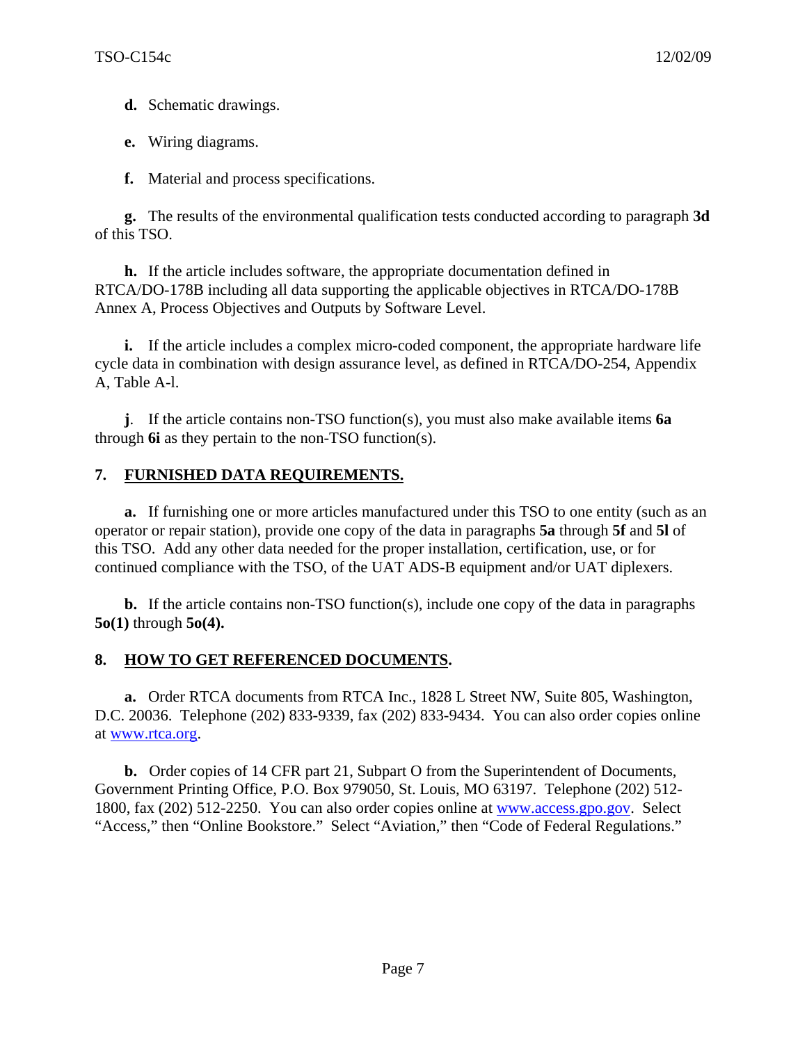**d.** Schematic drawings.

**e.** Wiring diagrams.

**f.** Material and process specifications.

**g.** The results of the environmental qualification tests conducted according to paragraph **3d** of this TSO.

**h.** If the article includes software, the appropriate documentation defined in RTCA/DO-178B including all data supporting the applicable objectives in RTCA/DO-178B Annex A, Process Objectives and Outputs by Software Level.

**i.** If the article includes a complex micro-coded component, the appropriate hardware life cycle data in combination with design assurance level, as defined in RTCA/DO-254, Appendix A, Table A-l.

**j**. If the article contains non-TSO function(s), you must also make available items **6a** through **6i** as they pertain to the non-TSO function(s).

## 7. FURNISHED DATA REQUIREMENTS.

**a.** If furnishing one or more articles manufactured under this TSO to one entity (such as an operator or repair station), provide one copy of the data in paragraphs **5a** through **5f** and **5l** of this TSO. Add any other data needed for the proper installation, certification, use, or for continued compliance with the TSO, of the UAT ADS-B equipment and/or UAT diplexers.

**b.** If the article contains non-TSO function(s), include one copy of the data in paragraphs **5o(1)** through **5o(4).**

## 8. HOW TO GET REFERENCED DOCUMENTS.

**a.** Order RTCA documents from RTCA Inc., 1828 L Street NW, Suite 805, Washington, D.C. 20036. Telephone (202) 833-9339, fax (202) 833-9434. You can also order copies online at www.rtca.org.

**b.** Order copies of 14 CFR part 21, Subpart O from the Superintendent of Documents, Government Printing Office, P.O. Box 979050, St. Louis, MO 63197. Telephone (202) 512-1800, fax (202) 512-2250. You can also order copies online at www.access.gpo.gov. Select "Access," then "Online Bookstore." Select "Aviation," then "Code of Federal Regulations."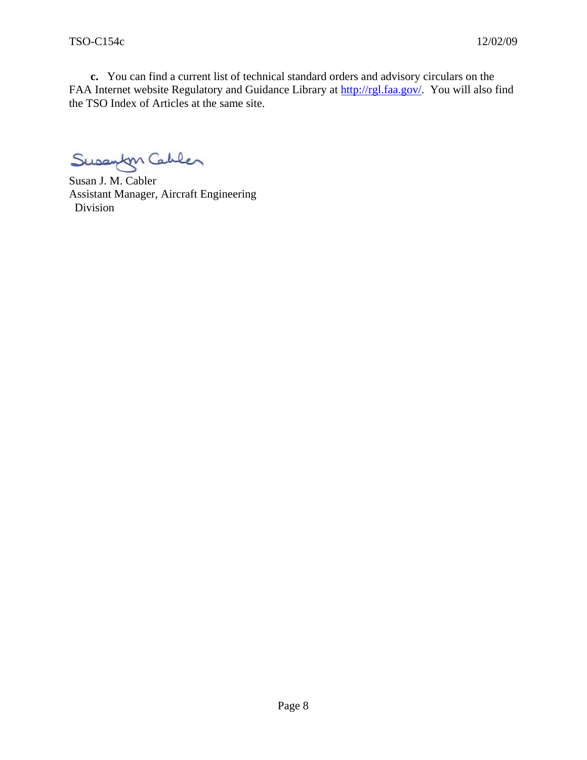**c.** You can find a current list of technical standard orders and advisory circulars on the FAA Internet website Regulatory and Guidance Library at http://rgl.faa.gov/. You will also find the TSO Index of Articles at the same site.

Susan J. M. Cabler
Assistant Manager, Aircraft Engineering
Division